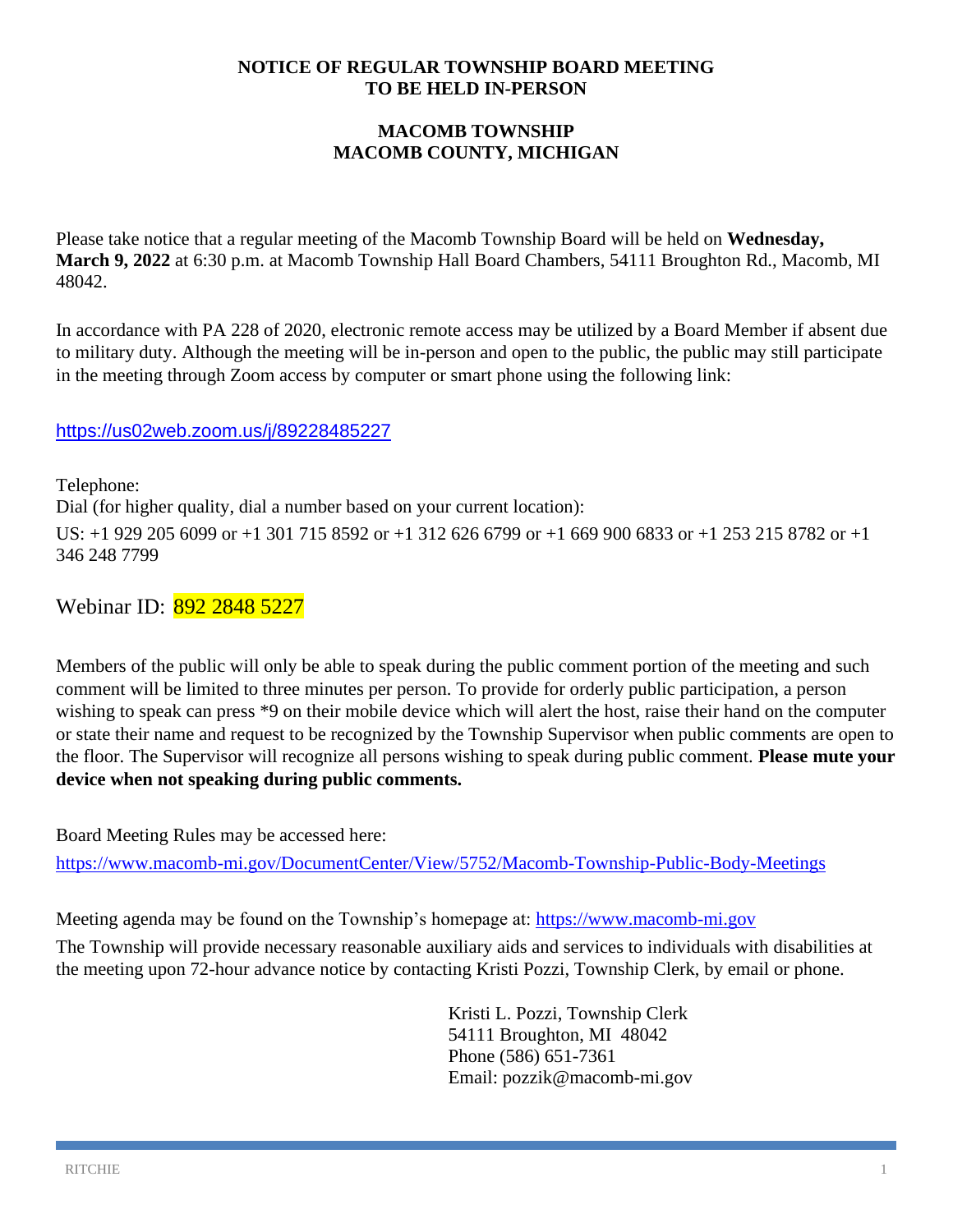**NOTICE OF REGULAR TOWNSHIP BOARD MEETING**
**TO BE HELD IN-PERSON**

**MACOMB TOWNSHIP**
**MACOMB COUNTY, MICHIGAN**

Please take notice that a regular meeting of the Macomb Township Board will be held on **Wednesday, March 9, 2022** at 6:30 p.m. at Macomb Township Hall Board Chambers, 54111 Broughton Rd., Macomb, MI 48042.

In accordance with PA 228 of 2020, electronic remote access may be utilized by a Board Member if absent due to military duty. Although the meeting will be in-person and open to the public, the public may still participate in the meeting through Zoom access by computer or smart phone using the following link:

https://us02web.zoom.us/j/89228485227

Telephone:
Dial (for higher quality, dial a number based on your current location):
US: +1 929 205 6099 or +1 301 715 8592 or +1 312 626 6799 or +1 669 900 6833 or +1 253 215 8782 or +1 346 248 7799

Webinar ID: 892 2848 5227

Members of the public will only be able to speak during the public comment portion of the meeting and such comment will be limited to three minutes per person. To provide for orderly public participation, a person wishing to speak can press *9 on their mobile device which will alert the host, raise their hand on the computer or state their name and request to be recognized by the Township Supervisor when public comments are open to the floor. The Supervisor will recognize all persons wishing to speak during public comment. **Please mute your device when not speaking during public comments.**

Board Meeting Rules may be accessed here:
https://www.macomb-mi.gov/DocumentCenter/View/5752/Macomb-Township-Public-Body-Meetings

Meeting agenda may be found on the Township's homepage at: https://www.macomb-mi.gov

The Township will provide necessary reasonable auxiliary aids and services to individuals with disabilities at the meeting upon 72-hour advance notice by contacting Kristi Pozzi, Township Clerk, by email or phone.

Kristi L. Pozzi, Township Clerk
54111 Broughton, MI 48042
Phone (586) 651-7361
Email: pozzik@macomb-mi.gov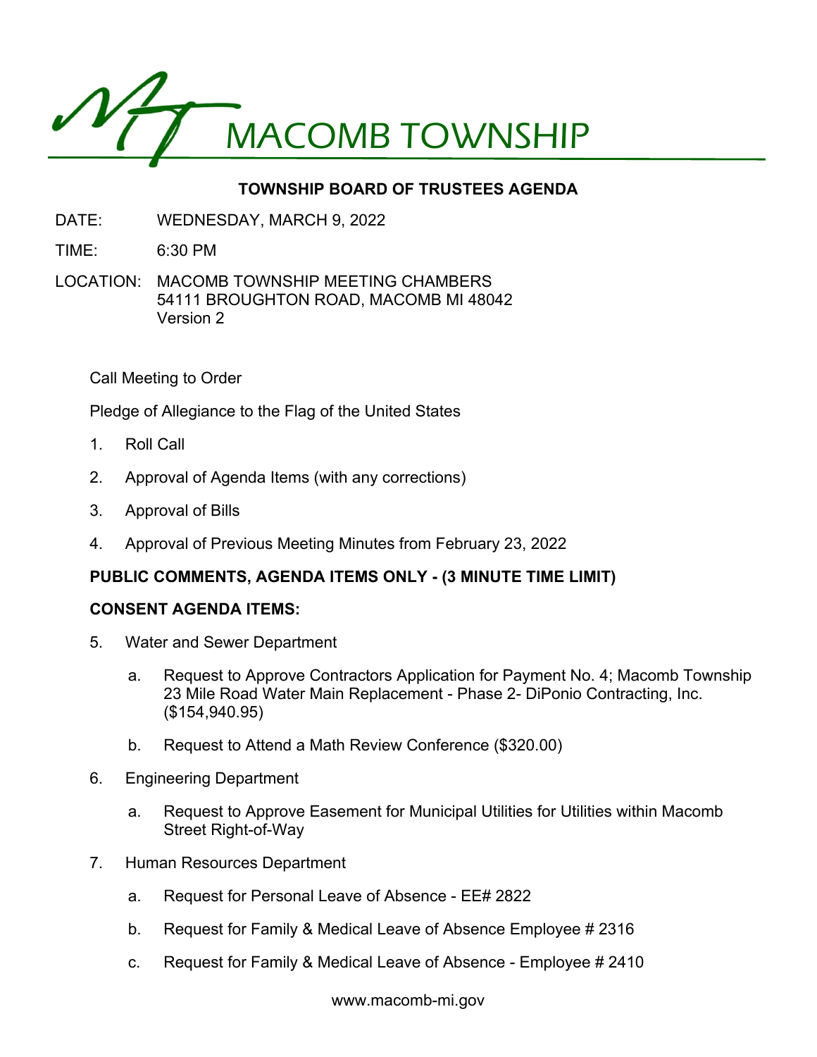# MACOMB TOWNSHIP

## TOWNSHIP BOARD OF TRUSTEES AGENDA

DATE: WEDNESDAY, MARCH 9, 2022

TIME: 6:30 PM

LOCATION: MACOMB TOWNSHIP MEETING CHAMBERS
54111 BROUGHTON ROAD, MACOMB MI 48042
Version 2

Call Meeting to Order

Pledge of Allegiance to the Flag of the United States

1. Roll Call
2. Approval of Agenda Items (with any corrections)
3. Approval of Bills
4. Approval of Previous Meeting Minutes from February 23, 2022

**PUBLIC COMMENTS, AGENDA ITEMS ONLY - (3 MINUTE TIME LIMIT)**

**CONSENT AGENDA ITEMS:**

5. Water and Sewer Department
   a. Request to Approve Contractors Application for Payment No. 4; Macomb Township 23 Mile Road Water Main Replacement - Phase 2- DiPonio Contracting, Inc. ($154,940.95)
   b. Request to Attend a Math Review Conference ($320.00)
6. Engineering Department
   a. Request to Approve Easement for Municipal Utilities for Utilities within Macomb Street Right-of-Way
7. Human Resources Department
   a. Request for Personal Leave of Absence - EE# 2822
   b. Request for Family & Medical Leave of Absence Employee # 2316
   c. Request for Family & Medical Leave of Absence - Employee # 2410

www.macomb-mi.gov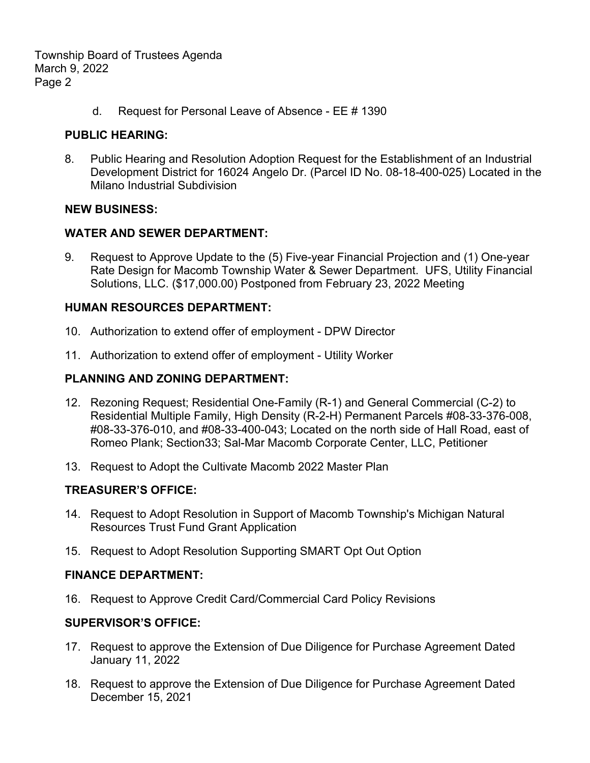d. Request for Personal Leave of Absence - EE # 1390

**PUBLIC HEARING:**

8. Public Hearing and Resolution Adoption Request for the Establishment of an Industrial Development District for 16024 Angelo Dr. (Parcel ID No. 08-18-400-025) Located in the Milano Industrial Subdivision

**NEW BUSINESS:**

**WATER AND SEWER DEPARTMENT:**

9. Request to Approve Update to the (5) Five-year Financial Projection and (1) One-year Rate Design for Macomb Township Water & Sewer Department. UFS, Utility Financial Solutions, LLC. ($17,000.00) Postponed from February 23, 2022 Meeting

**HUMAN RESOURCES DEPARTMENT:**

10. Authorization to extend offer of employment - DPW Director

11. Authorization to extend offer of employment - Utility Worker

**PLANNING AND ZONING DEPARTMENT:**

12. Rezoning Request; Residential One-Family (R-1) and General Commercial (C-2) to Residential Multiple Family, High Density (R-2-H) Permanent Parcels #08-33-376-008, #08-33-376-010, and #08-33-400-043; Located on the north side of Hall Road, east of Romeo Plank; Section33; Sal-Mar Macomb Corporate Center, LLC, Petitioner

13. Request to Adopt the Cultivate Macomb 2022 Master Plan

**TREASURER'S OFFICE:**

14. Request to Adopt Resolution in Support of Macomb Township's Michigan Natural Resources Trust Fund Grant Application

15. Request to Adopt Resolution Supporting SMART Opt Out Option

**FINANCE DEPARTMENT:**

16. Request to Approve Credit Card/Commercial Card Policy Revisions

**SUPERVISOR'S OFFICE:**

17. Request to approve the Extension of Due Diligence for Purchase Agreement Dated January 11, 2022

18. Request to approve the Extension of Due Diligence for Purchase Agreement Dated December 15, 2021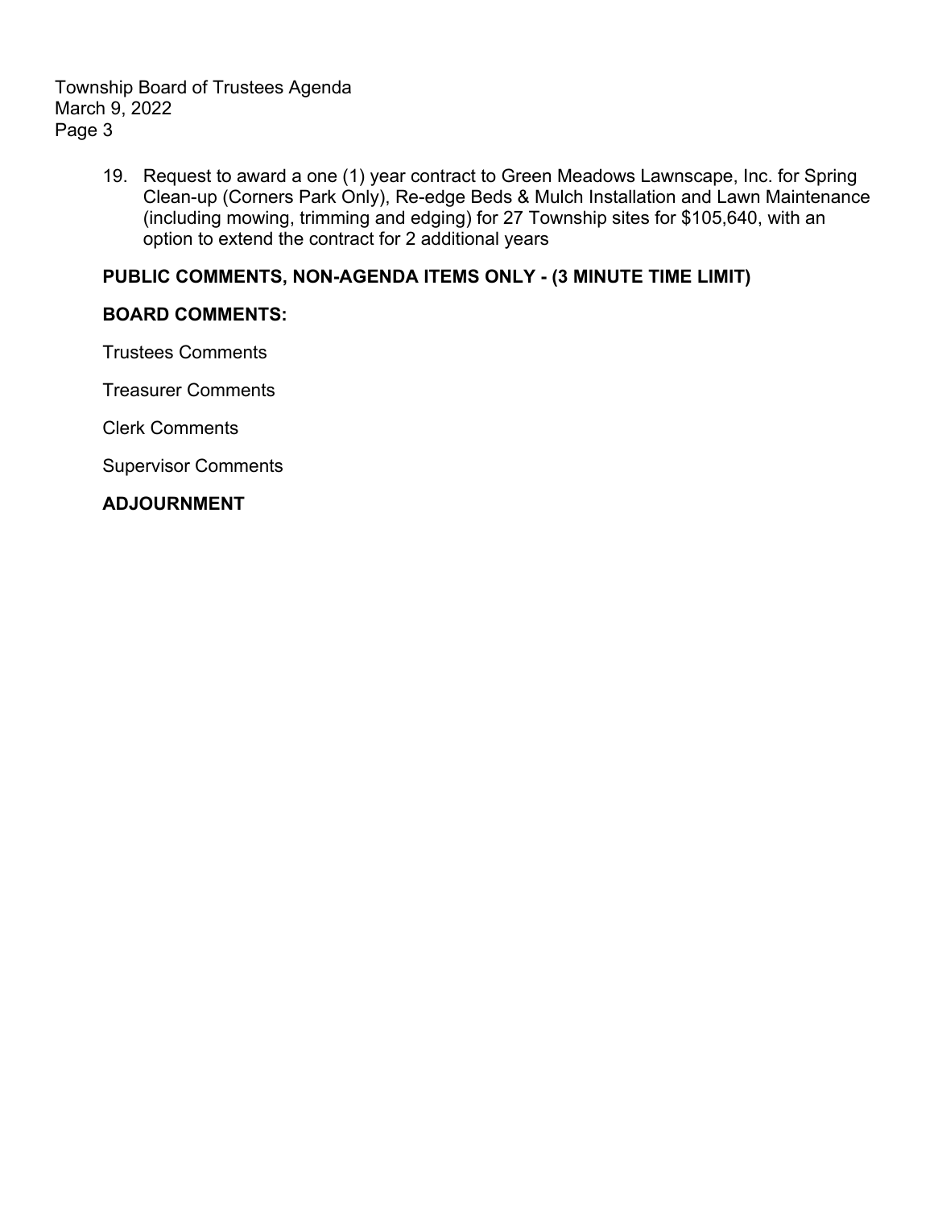19. Request to award a one (1) year contract to Green Meadows Lawnscape, Inc. for Spring Clean-up (Corners Park Only), Re-edge Beds & Mulch Installation and Lawn Maintenance (including mowing, trimming and edging) for 27 Township sites for $105,640, with an option to extend the contract for 2 additional years

**PUBLIC COMMENTS, NON-AGENDA ITEMS ONLY - (3 MINUTE TIME LIMIT)**

**BOARD COMMENTS:**

Trustees Comments

Treasurer Comments

Clerk Comments

Supervisor Comments

**ADJOURNMENT**